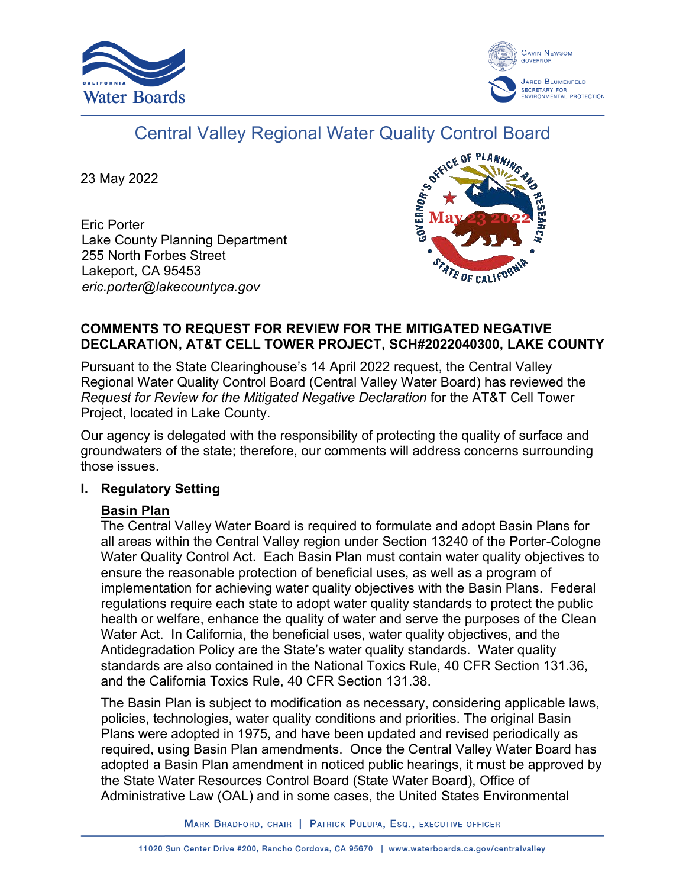# Central Valley Regional Water Quality Control Board

23 May 2022

Eric Porter
Lake County Planning Department
255 North Forbes Street
Lakeport, CA 95453
*eric.porter@lakecountyca.gov*

**COMMENTS TO REQUEST FOR REVIEW FOR THE MITIGATED NEGATIVE DECLARATION, AT&T CELL TOWER PROJECT, SCH#2022040300, LAKE COUNTY**

Pursuant to the State Clearinghouse's 14 April 2022 request, the Central Valley Regional Water Quality Control Board (Central Valley Water Board) has reviewed the *Request for Review for the Mitigated Negative Declaration* for the AT&T Cell Tower Project, located in Lake County.

Our agency is delegated with the responsibility of protecting the quality of surface and groundwaters of the state; therefore, our comments will address concerns surrounding those issues.

## I. Regulatory Setting

### Basin Plan

The Central Valley Water Board is required to formulate and adopt Basin Plans for all areas within the Central Valley region under Section 13240 of the Porter-Cologne Water Quality Control Act. Each Basin Plan must contain water quality objectives to ensure the reasonable protection of beneficial uses, as well as a program of implementation for achieving water quality objectives with the Basin Plans. Federal regulations require each state to adopt water quality standards to protect the public health or welfare, enhance the quality of water and serve the purposes of the Clean Water Act. In California, the beneficial uses, water quality objectives, and the Antidegradation Policy are the State's water quality standards. Water quality standards are also contained in the National Toxics Rule, 40 CFR Section 131.36, and the California Toxics Rule, 40 CFR Section 131.38.

The Basin Plan is subject to modification as necessary, considering applicable laws, policies, technologies, water quality conditions and priorities. The original Basin Plans were adopted in 1975, and have been updated and revised periodically as required, using Basin Plan amendments. Once the Central Valley Water Board has adopted a Basin Plan amendment in noticed public hearings, it must be approved by the State Water Resources Control Board (State Water Board), Office of Administrative Law (OAL) and in some cases, the United States Environmental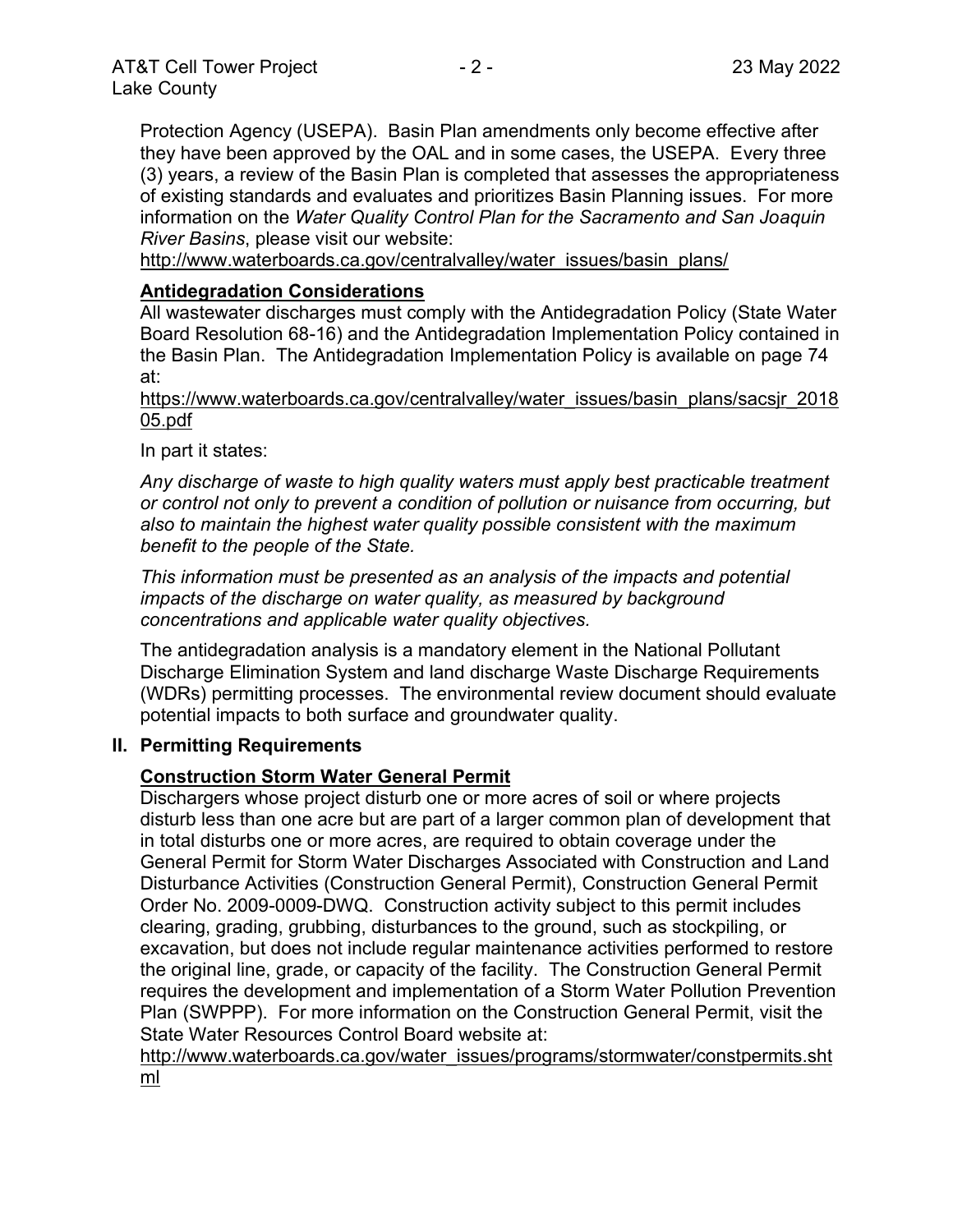Protection Agency (USEPA). Basin Plan amendments only become effective after they have been approved by the OAL and in some cases, the USEPA. Every three (3) years, a review of the Basin Plan is completed that assesses the appropriateness of existing standards and evaluates and prioritizes Basin Planning issues. For more information on the *Water Quality Control Plan for the Sacramento and San Joaquin River Basins*, please visit our website:
http://www.waterboards.ca.gov/centralvalley/water_issues/basin_plans/

**Antidegradation Considerations**

All wastewater discharges must comply with the Antidegradation Policy (State Water Board Resolution 68-16) and the Antidegradation Implementation Policy contained in the Basin Plan. The Antidegradation Implementation Policy is available on page 74 at:
https://www.waterboards.ca.gov/centralvalley/water_issues/basin_plans/sacsjr_201805.pdf

In part it states:

*Any discharge of waste to high quality waters must apply best practicable treatment or control not only to prevent a condition of pollution or nuisance from occurring, but also to maintain the highest water quality possible consistent with the maximum benefit to the people of the State.*

*This information must be presented as an analysis of the impacts and potential impacts of the discharge on water quality, as measured by background concentrations and applicable water quality objectives.*

The antidegradation analysis is a mandatory element in the National Pollutant Discharge Elimination System and land discharge Waste Discharge Requirements (WDRs) permitting processes. The environmental review document should evaluate potential impacts to both surface and groundwater quality.

## II. Permitting Requirements

**Construction Storm Water General Permit**

Dischargers whose project disturb one or more acres of soil or where projects disturb less than one acre but are part of a larger common plan of development that in total disturbs one or more acres, are required to obtain coverage under the General Permit for Storm Water Discharges Associated with Construction and Land Disturbance Activities (Construction General Permit), Construction General Permit Order No. 2009-0009-DWQ. Construction activity subject to this permit includes clearing, grading, grubbing, disturbances to the ground, such as stockpiling, or excavation, but does not include regular maintenance activities performed to restore the original line, grade, or capacity of the facility. The Construction General Permit requires the development and implementation of a Storm Water Pollution Prevention Plan (SWPPP). For more information on the Construction General Permit, visit the State Water Resources Control Board website at:
http://www.waterboards.ca.gov/water_issues/programs/stormwater/constpermits.shtml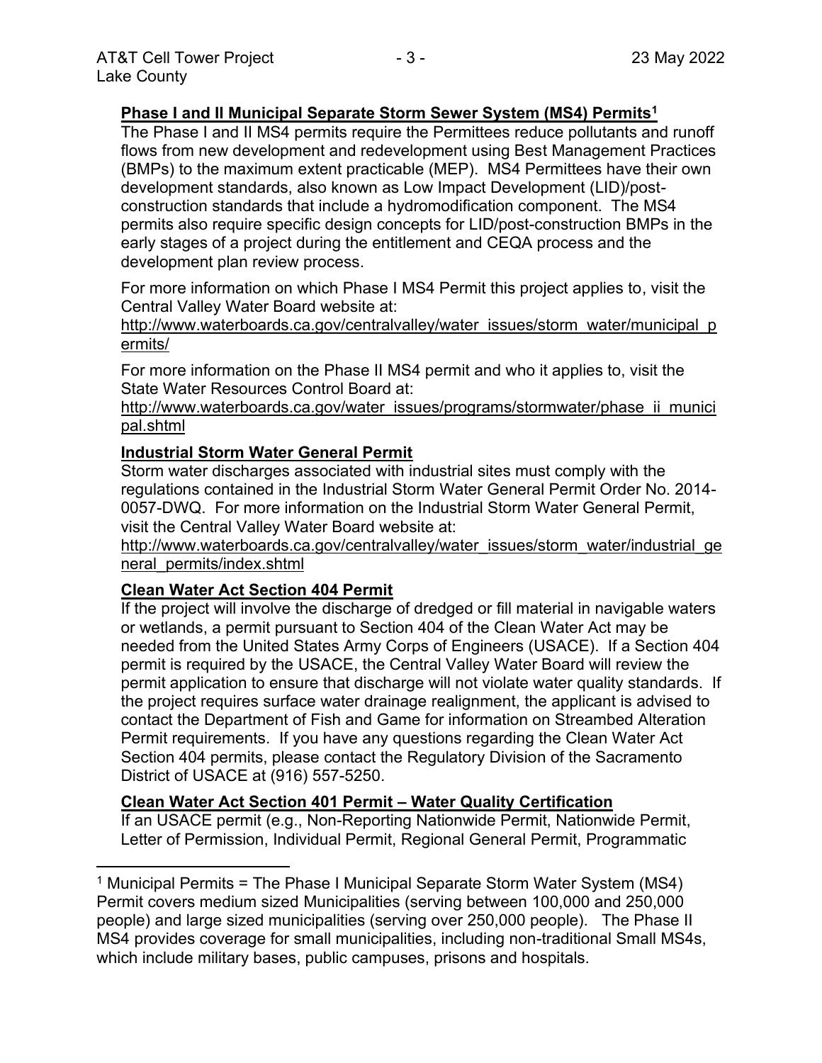### Phase I and II Municipal Separate Storm Sewer System (MS4) Permits[1]

The Phase I and II MS4 permits require the Permittees reduce pollutants and runoff flows from new development and redevelopment using Best Management Practices (BMPs) to the maximum extent practicable (MEP). MS4 Permittees have their own development standards, also known as Low Impact Development (LID)/post-construction standards that include a hydromodification component. The MS4 permits also require specific design concepts for LID/post-construction BMPs in the early stages of a project during the entitlement and CEQA process and the development plan review process.

For more information on which Phase I MS4 Permit this project applies to, visit the Central Valley Water Board website at:
http://www.waterboards.ca.gov/centralvalley/water_issues/storm_water/municipal_permits/

For more information on the Phase II MS4 permit and who it applies to, visit the State Water Resources Control Board at:
http://www.waterboards.ca.gov/water_issues/programs/stormwater/phase_ii_municipal.shtml

### Industrial Storm Water General Permit

Storm water discharges associated with industrial sites must comply with the regulations contained in the Industrial Storm Water General Permit Order No. 2014-0057-DWQ. For more information on the Industrial Storm Water General Permit, visit the Central Valley Water Board website at:
http://www.waterboards.ca.gov/centralvalley/water_issues/storm_water/industrial_general_permits/index.shtml

### Clean Water Act Section 404 Permit

If the project will involve the discharge of dredged or fill material in navigable waters or wetlands, a permit pursuant to Section 404 of the Clean Water Act may be needed from the United States Army Corps of Engineers (USACE). If a Section 404 permit is required by the USACE, the Central Valley Water Board will review the permit application to ensure that discharge will not violate water quality standards. If the project requires surface water drainage realignment, the applicant is advised to contact the Department of Fish and Game for information on Streambed Alteration Permit requirements. If you have any questions regarding the Clean Water Act Section 404 permits, please contact the Regulatory Division of the Sacramento District of USACE at (916) 557-5250.

### Clean Water Act Section 401 Permit – Water Quality Certification

If an USACE permit (e.g., Non-Reporting Nationwide Permit, Nationwide Permit, Letter of Permission, Individual Permit, Regional General Permit, Programmatic

---

[1] Municipal Permits = The Phase I Municipal Separate Storm Water System (MS4) Permit covers medium sized Municipalities (serving between 100,000 and 250,000 people) and large sized municipalities (serving over 250,000 people). The Phase II MS4 provides coverage for small municipalities, including non-traditional Small MS4s, which include military bases, public campuses, prisons and hospitals.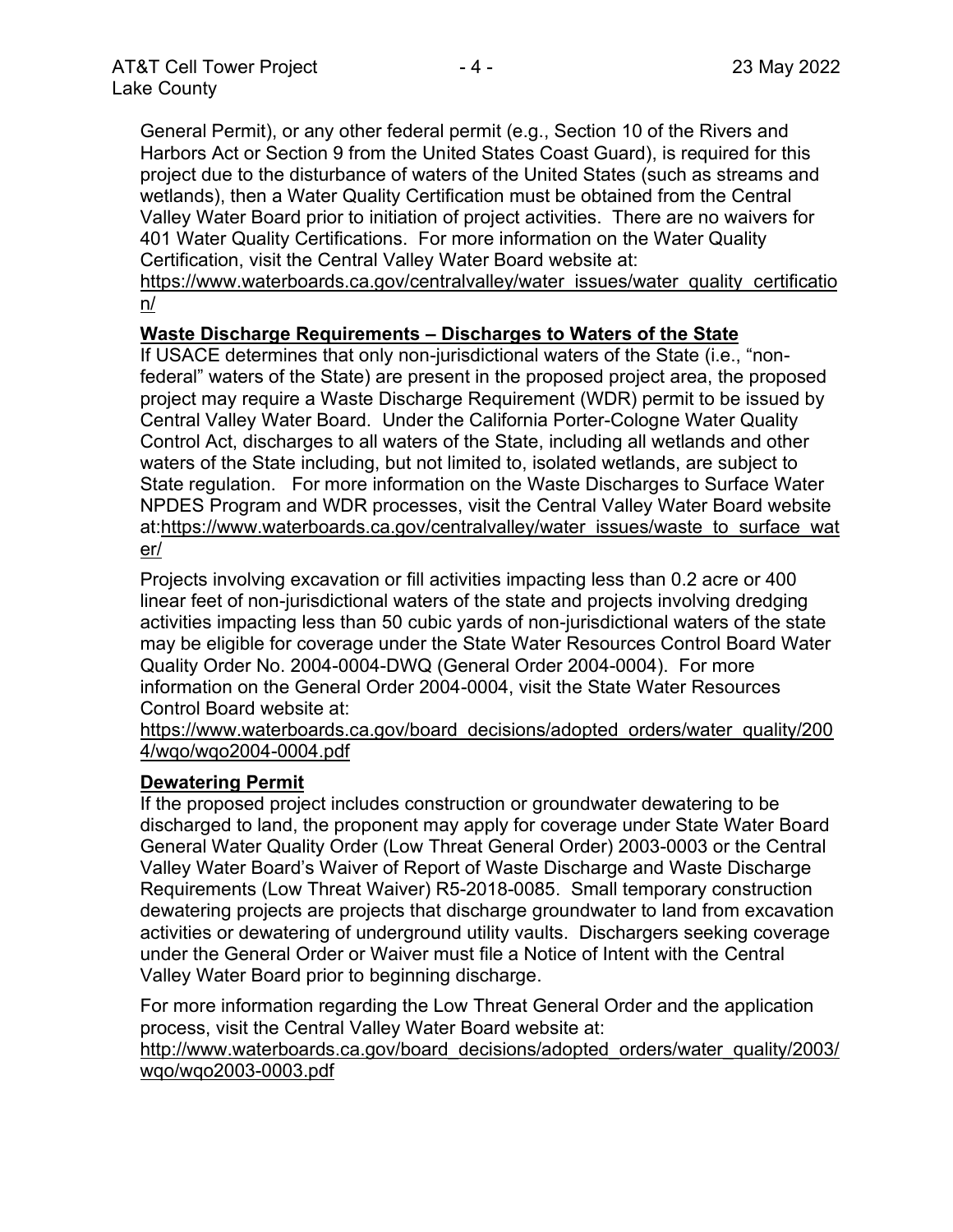General Permit), or any other federal permit (e.g., Section 10 of the Rivers and Harbors Act or Section 9 from the United States Coast Guard), is required for this project due to the disturbance of waters of the United States (such as streams and wetlands), then a Water Quality Certification must be obtained from the Central Valley Water Board prior to initiation of project activities. There are no waivers for 401 Water Quality Certifications. For more information on the Water Quality Certification, visit the Central Valley Water Board website at: https://www.waterboards.ca.gov/centralvalley/water_issues/water_quality_certification/

**Waste Discharge Requirements – Discharges to Waters of the State**

If USACE determines that only non-jurisdictional waters of the State (i.e., "non-federal" waters of the State) are present in the proposed project area, the proposed project may require a Waste Discharge Requirement (WDR) permit to be issued by Central Valley Water Board. Under the California Porter-Cologne Water Quality Control Act, discharges to all waters of the State, including all wetlands and other waters of the State including, but not limited to, isolated wetlands, are subject to State regulation. For more information on the Waste Discharges to Surface Water NPDES Program and WDR processes, visit the Central Valley Water Board website at:https://www.waterboards.ca.gov/centralvalley/water_issues/waste_to_surface_water/

Projects involving excavation or fill activities impacting less than 0.2 acre or 400 linear feet of non-jurisdictional waters of the state and projects involving dredging activities impacting less than 50 cubic yards of non-jurisdictional waters of the state may be eligible for coverage under the State Water Resources Control Board Water Quality Order No. 2004-0004-DWQ (General Order 2004-0004). For more information on the General Order 2004-0004, visit the State Water Resources Control Board website at: https://www.waterboards.ca.gov/board_decisions/adopted_orders/water_quality/2004/wqo/wqo2004-0004.pdf

**Dewatering Permit**

If the proposed project includes construction or groundwater dewatering to be discharged to land, the proponent may apply for coverage under State Water Board General Water Quality Order (Low Threat General Order) 2003-0003 or the Central Valley Water Board's Waiver of Report of Waste Discharge and Waste Discharge Requirements (Low Threat Waiver) R5-2018-0085. Small temporary construction dewatering projects are projects that discharge groundwater to land from excavation activities or dewatering of underground utility vaults. Dischargers seeking coverage under the General Order or Waiver must file a Notice of Intent with the Central Valley Water Board prior to beginning discharge.

For more information regarding the Low Threat General Order and the application process, visit the Central Valley Water Board website at: http://www.waterboards.ca.gov/board_decisions/adopted_orders/water_quality/2003/wqo/wqo2003-0003.pdf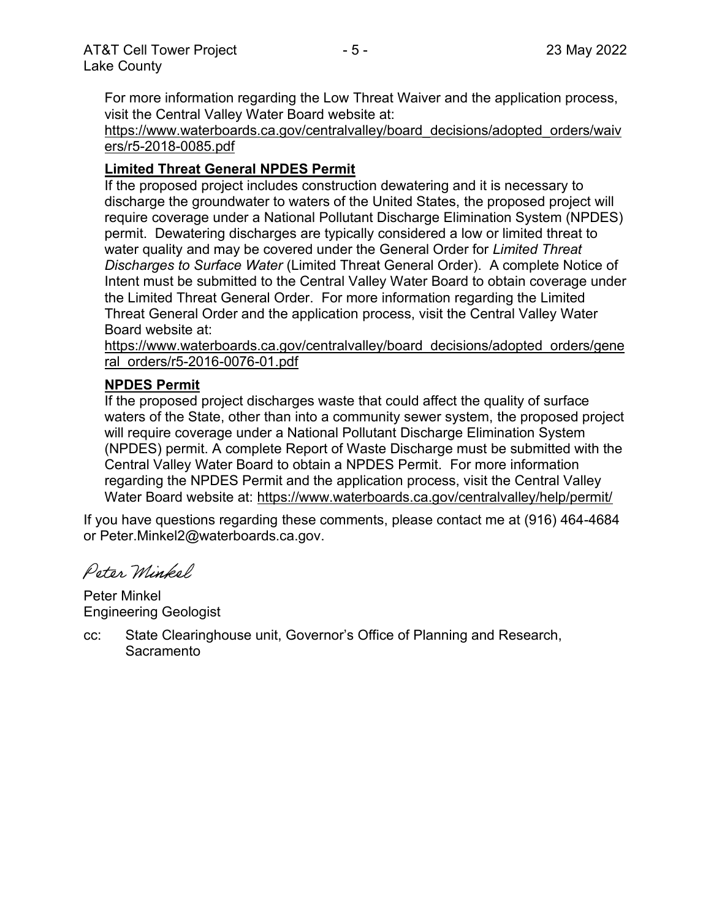For more information regarding the Low Threat Waiver and the application process, visit the Central Valley Water Board website at: https://www.waterboards.ca.gov/centralvalley/board_decisions/adopted_orders/waivers/r5-2018-0085.pdf

**Limited Threat General NPDES Permit**

If the proposed project includes construction dewatering and it is necessary to discharge the groundwater to waters of the United States, the proposed project will require coverage under a National Pollutant Discharge Elimination System (NPDES) permit. Dewatering discharges are typically considered a low or limited threat to water quality and may be covered under the General Order for *Limited Threat Discharges to Surface Water* (Limited Threat General Order). A complete Notice of Intent must be submitted to the Central Valley Water Board to obtain coverage under the Limited Threat General Order. For more information regarding the Limited Threat General Order and the application process, visit the Central Valley Water Board website at: https://www.waterboards.ca.gov/centralvalley/board_decisions/adopted_orders/general_orders/r5-2016-0076-01.pdf

**NPDES Permit**

If the proposed project discharges waste that could affect the quality of surface waters of the State, other than into a community sewer system, the proposed project will require coverage under a National Pollutant Discharge Elimination System (NPDES) permit. A complete Report of Waste Discharge must be submitted with the Central Valley Water Board to obtain a NPDES Permit. For more information regarding the NPDES Permit and the application process, visit the Central Valley Water Board website at: https://www.waterboards.ca.gov/centralvalley/help/permit/

If you have questions regarding these comments, please contact me at (916) 464-4684 or Peter.Minkel2@waterboards.ca.gov.

*Peter Minkel*

Peter Minkel
Engineering Geologist

cc: State Clearinghouse unit, Governor's Office of Planning and Research, Sacramento